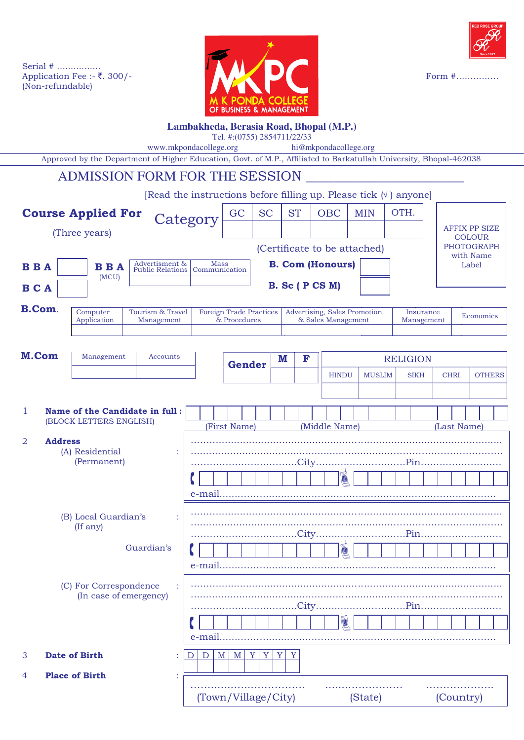Serial # ................
Application Fee :- ₹. 300/-
(Non-refundable)

Form #...............

# M K PONDA COLLEGE OF BUSINESS & MANAGEMENT

**Lambakheda, Berasia Road, Bhopal (M.P.)**
Tel. #:(0755) 2854711/22/33
www.mkpondacollege.org  hi@mkpondacollege.org

Approved by the Department of Higher Education, Govt. of M.P., Affiliated to Barkatullah University, Bhopal-462038

## ADMISSION FORM FOR THE SESSION ________________________

[Read the instructions before filling up. Please tick (√ ) anyone]

**Course Applied For** (Three years)

Category

| GC | SC | ST | OBC | MIN | OTH. |
|---|---|---|---|---|---|
| | | | | | |

(Certificate to be attached)

AFFIX PP SIZE COLOUR PHOTOGRAPH with Name Label

**B B A** ☐  **B B A** (MCU)

| Advertisment & Public Relations | Mass Communication |
|---|---|
| | |

**B. Com (Honours)** ☐

**B C A** ☐

**B. Sc ( P CS M)** ☐

**B.Com.**

| Computer Application | Tourism & Travel Management | Foreign Trade Practices & Procedures | Advertising, Sales Promotion & Sales Management | Insurance Management | Economics |
|---|---|---|---|---|---|
| | | | | | |

**M.Com**

| Management | Accounts |
|---|---|
| | |

| Gender | M | F |
|---|---|---|
| | | |

RELIGION

| HINDU | MUSLIM | SIKH | CHRI. | OTHERS |
|---|---|---|---|---|
| | | | | |

1 **Name of the Candidate in full :** (BLOCK LETTERS ENGLISH)
(First Name) (Middle Name) (Last Name)

2 **Address**

(A) Residential (Permanent) :
........................................................................................................
........................................................................................................
.................................City.............................Pin..........................
e-mail........................................................................................

(B) Local Guardian's (If any) :
........................................................................................................
........................................................................................................
.................................City.............................Pin..........................
Guardian's
e-mail........................................................................................

(C) For Correspondence (In case of emergency) :
........................................................................................................
........................................................................................................
.................................City.............................Pin..........................
e-mail........................................................................................

3 **Date of Birth** :

| D | D | M | M | Y | Y | Y | Y |
|---|---|---|---|---|---|---|---|
| | | | | | | | |

4 **Place of Birth** :
.................................. ........................ ....................
(Town/Village/City) (State) (Country)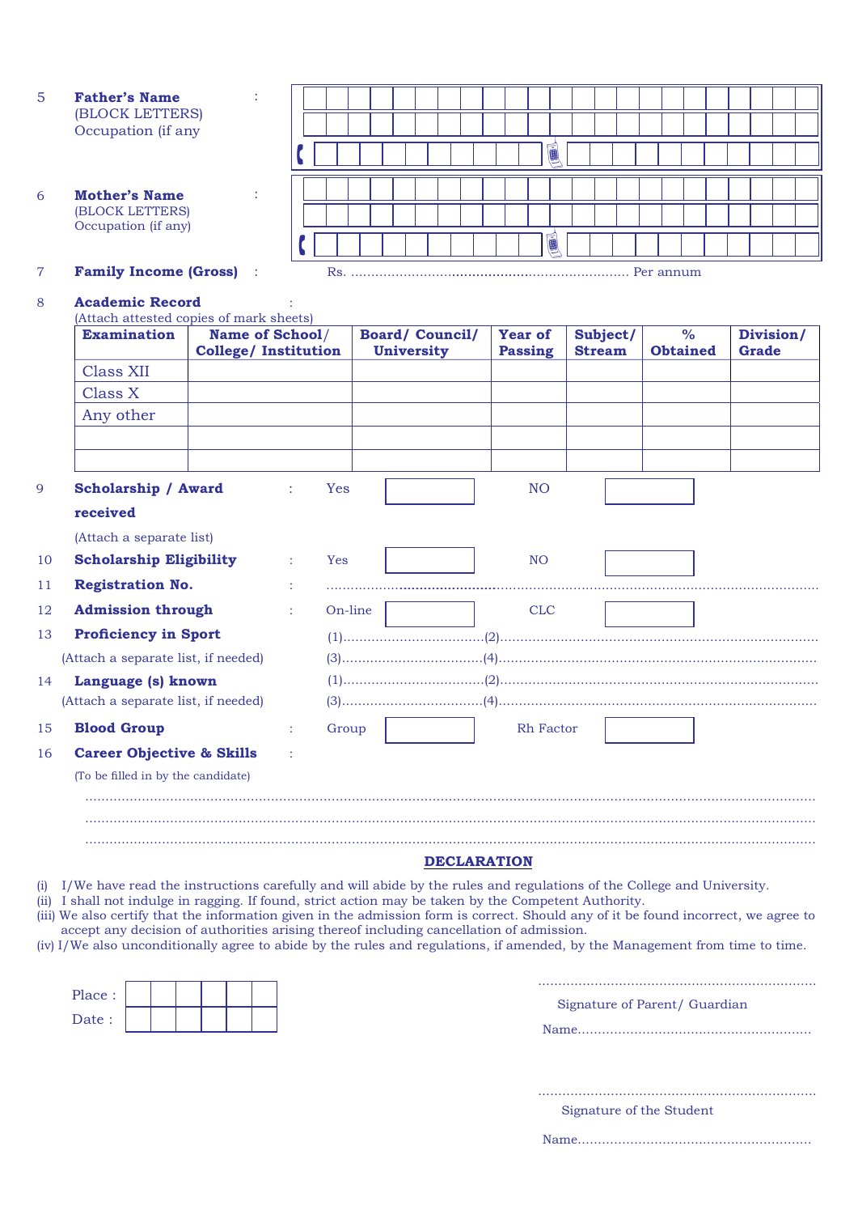5 **Father's Name** :
(BLOCK LETTERS)
Occupation (if any

6 **Mother's Name** :
(BLOCK LETTERS)
Occupation (if any)

7 **Family Income (Gross)** : Rs. ........................................................................ Per annum

8 **Academic Record** :
(Attach attested copies of mark sheets)

| Examination | Name of School/ College/ Institution | Board/ Council/ University | Year of Passing | Subject/ Stream | % Obtained | Division/ Grade |
|---|---|---|---|---|---|---|
| Class XII | | | | | | |
| Class X | | | | | | |
| Any other | | | | | | |
| | | | | | | |
| | | | | | | |

9 **Scholarship / Award received** : Yes ☐ NO ☐
(Attach a separate list)

10 **Scholarship Eligibility** : Yes ☐ NO ☐

11 **Registration No.** : ..............................................................................................................

12 **Admission through** : On-line ☐ CLC ☐

13 **Proficiency in Sport** (1)..................................(2)..............................................................................
(Attach a separate list, if needed) (3)..................................(4)..............................................................................

14 **Language (s) known** (1)..................................(2)..............................................................................
(Attach a separate list, if needed) (3)..................................(4)..............................................................................

15 **Blood Group** : Group ☐ Rh Factor ☐

16 **Career Objective & Skills** :
(To be filled in by the candidate)

..............................................................................................................................................................

..............................................................................................................................................................

..............................................................................................................................................................

## DECLARATION

(i) I/We have read the instructions carefully and will abide by the rules and regulations of the College and University.
(ii) I shall not indulge in ragging. If found, strict action may be taken by the Competent Authority.
(iii) We also certify that the information given in the admission form is correct. Should any of it be found incorrect, we agree to accept any decision of authorities arising thereof including cancellation of admission.
(iv) I/We also unconditionally agree to abide by the rules and regulations, if amended, by the Management from time to time.

Place :
Date :

.....................................................................
Signature of Parent/ Guardian
Name..........................................................

.....................................................................
Signature of the Student
Name..........................................................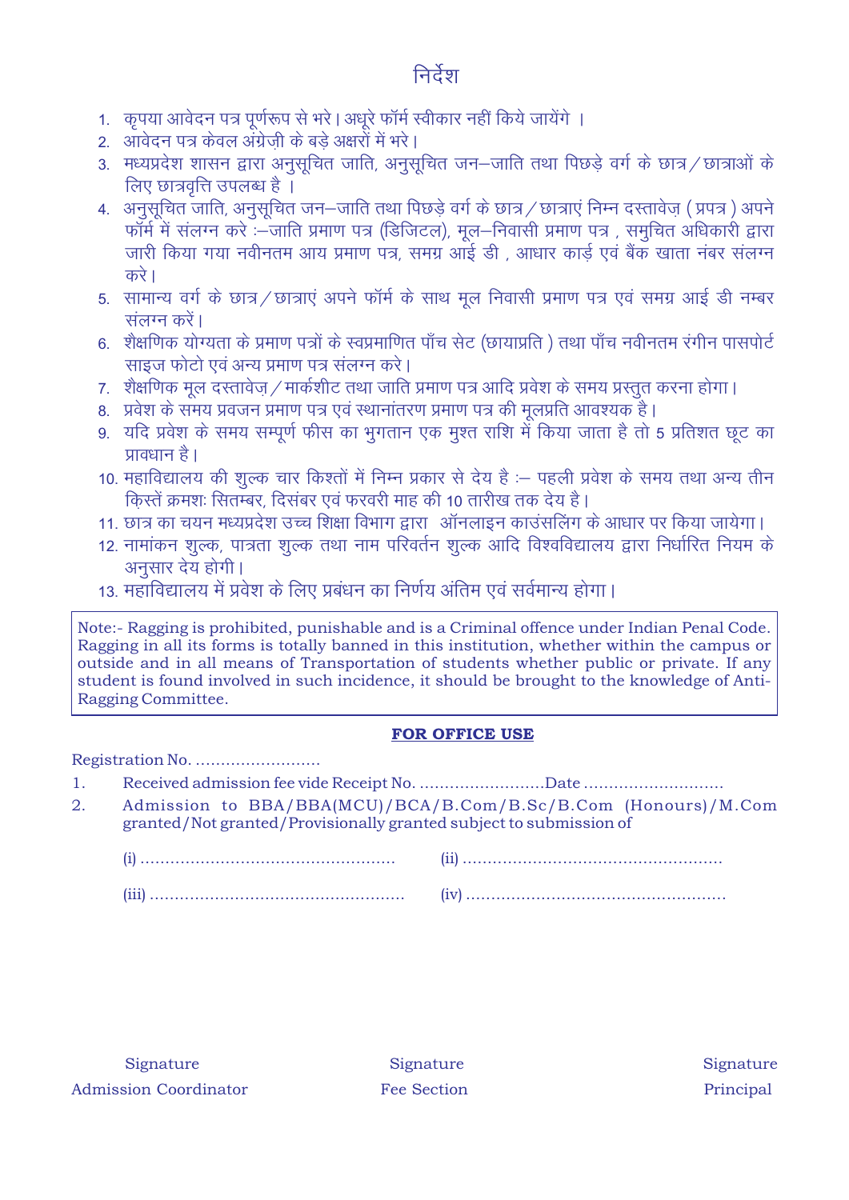# निर्देश

1. कृपया आवेदन पत्र पूर्णरूप से भरे। अधूरे फॉर्म स्वीकार नहीं किये जायेंगे ।
2. आवेदन पत्र केवल अंग्रेज़ी के बड़े अक्षरों में भरे।
3. मध्यप्रदेश शासन द्वारा अनुसूचित जाति, अनुसूचित जन–जाति तथा पिछड़े वर्ग के छात्र/छात्राओं के लिए छात्रवृत्ति उपलब्ध है ।
4. अनुसूचित जाति, अनुसूचित जन–जाति तथा पिछड़े वर्ग के छात्र/छात्राएं निम्न दस्तावेज़ ( प्रपत्र ) अपने फॉर्म में संलग्न करे :–जाति प्रमाण पत्र (डिजिटल), मूल–निवासी प्रमाण पत्र , समुचित अधिकारी द्वारा जारी किया गया नवीनतम आय प्रमाण पत्र, समग्र आई डी , आधार कार्ड एवं बैंक खाता नंबर संलग्न करे।
5. सामान्य वर्ग के छात्र/छात्राएं अपने फॉर्म के साथ मूल निवासी प्रमाण पत्र एवं समग्र आई डी नम्बर संलग्न करें।
6. शैक्षणिक योग्यता के प्रमाण पत्रों के स्वप्रमाणित पाँच सेट (छायाप्रति ) तथा पाँच नवीनतम रंगीन पासपोर्ट साइज फोटो एवं अन्य प्रमाण पत्र संलग्न करे।
7. शैक्षणिक मूल दस्तावेज़/मार्कशीट तथा जाति प्रमाण पत्र आदि प्रवेश के समय प्रस्तुत करना होगा।
8. प्रवेश के समय प्रवजन प्रमाण पत्र एवं स्थानांतरण प्रमाण पत्र की मूलप्रति आवश्यक है।
9. यदि प्रवेश के समय सम्पूर्ण फीस का भुगतान एक मुश्त राशि में किया जाता है तो 5 प्रतिशत छूट का प्रावधान है।
10. महाविद्यालय की शुल्क चार किश्तों में निम्न प्रकार से देय है :– पहली प्रवेश के समय तथा अन्य तीन क़िस्तें क्रमशः सितम्बर, दिसंबर एवं फरवरी माह की 10 तारीख तक देय है।
11. छात्र का चयन मध्यप्रदेश उच्च शिक्षा विभाग द्वारा ऑनलाइन काउंसलिंग के आधार पर किया जायेगा।
12. नामांकन शुल्क, पात्रता शुल्क तथा नाम परिवर्तन शुल्क आदि विश्वविद्यालय द्वारा निर्धारित नियम के अनुसार देय होगी।
13. महाविद्यालय में प्रवेश के लिए प्रबंधन का निर्णय अंतिम एवं सर्वमान्य होगा।

> Note:- Ragging is prohibited, punishable and is a Criminal offence under Indian Penal Code. Ragging in all its forms is totally banned in this institution, whether within the campus or outside and in all means of Transportation of students whether public or private. If any student is found involved in such incidence, it should be brought to the knowledge of Anti-Ragging Committee.

**FOR OFFICE USE**

Registration No. .........................

1. Received admission fee vide Receipt No. .........................Date ...........................
2. Admission to BBA/BBA(MCU)/BCA/B.Com/B.Sc/B.Com (Honours)/M.Com granted/Not granted/Provisionally granted subject to submission of

   (i) ..................................................  (ii) ...................................................

   (iii) ..................................................  (iv) ...................................................

Signature
Admission Coordinator

Signature
Fee Section

Signature
Principal